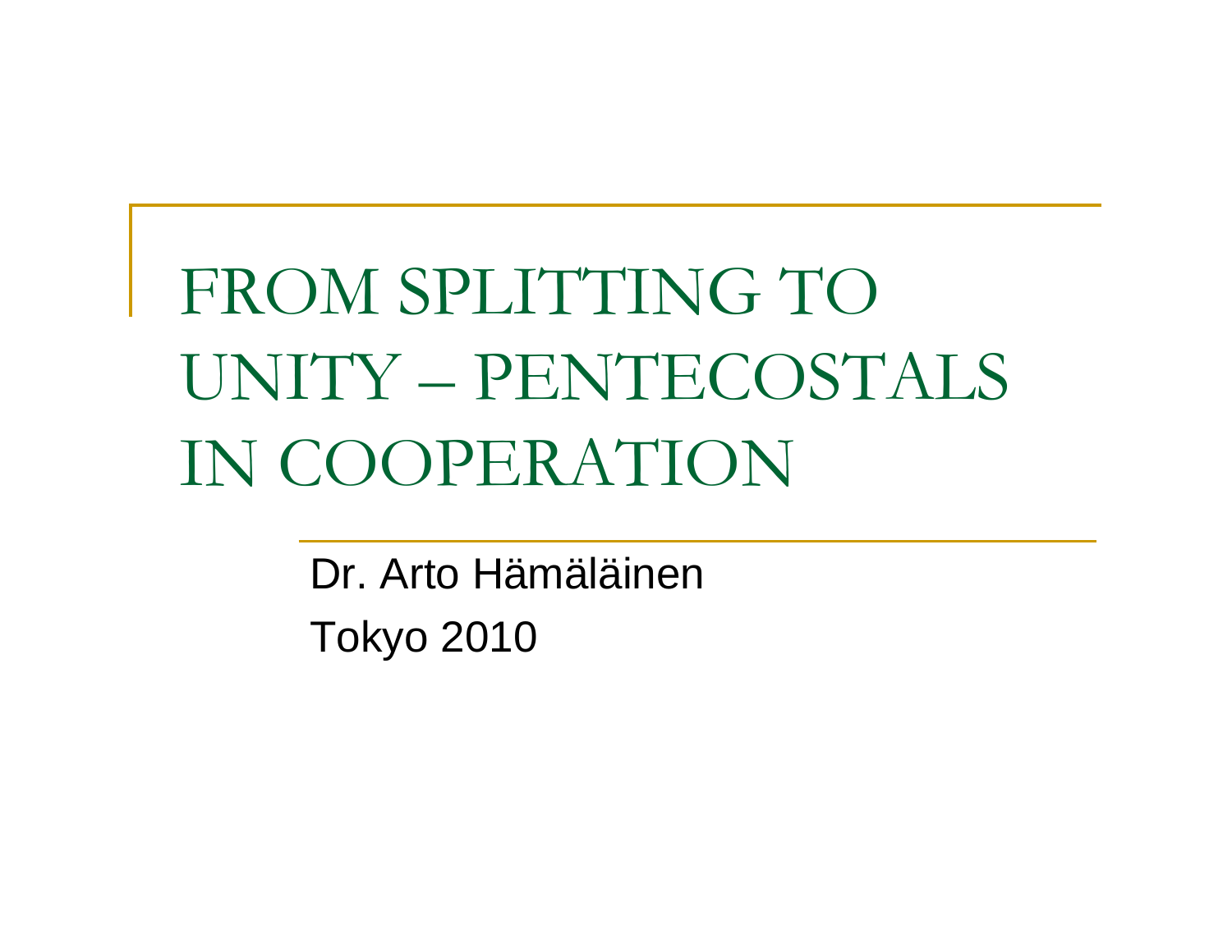# FROM SPLITTING TO UNITY – PENTECOSTALS IN COOPERATION

Dr. Arto Hämäläinen

Tokyo 2010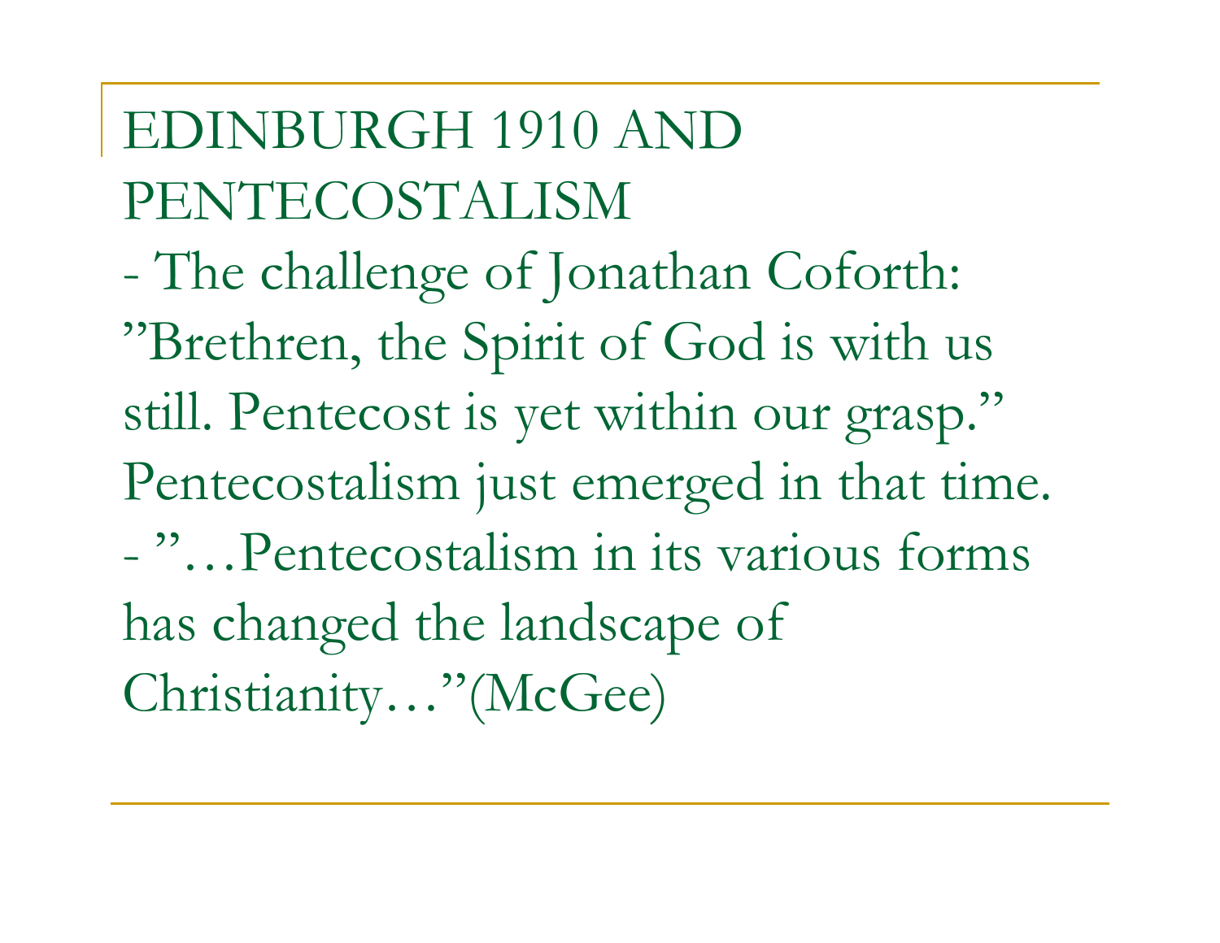# EDINBURGH 1910 AND PENTECOSTALISM

- The challenge of Jonathan Coforth: ”Brethren, the Spirit of God is with us still. Pentecost is yet within our grasp.” Pentecostalism just emerged in that time.
- ”…Pentecostalism in its various forms has changed the landscape of Christianity…”(McGee)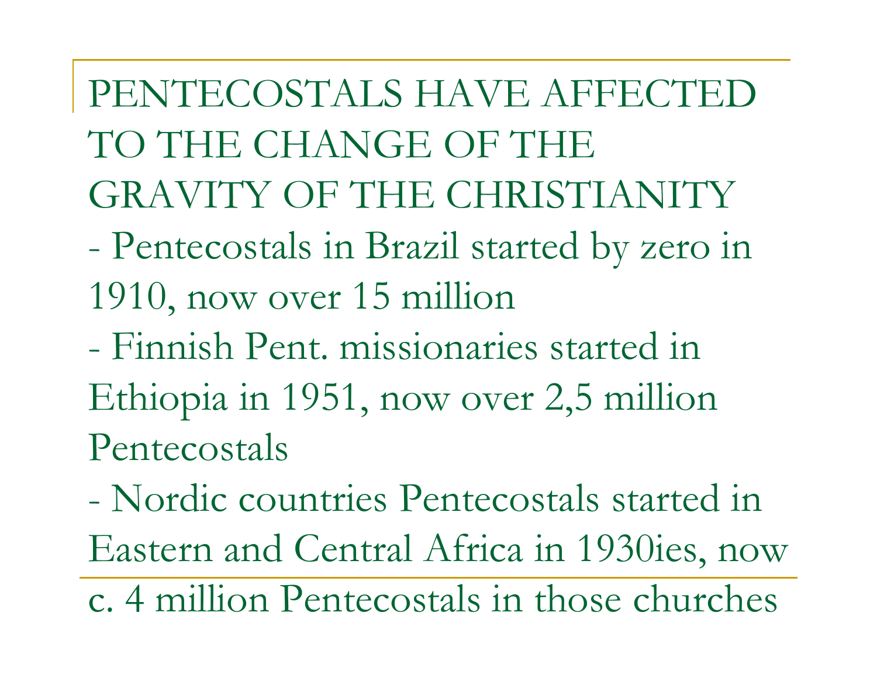# PENTECOSTALS HAVE AFFECTED TO THE CHANGE OF THE GRAVITY OF THE CHRISTIANITY

- Pentecostals in Brazil started by zero in 1910, now over 15 million
- Finnish Pent. missionaries started in Ethiopia in 1951, now over 2,5 million Pentecostals
- Nordic countries Pentecostals started in Eastern and Central Africa in 1930ies, now c. 4 million Pentecostals in those churches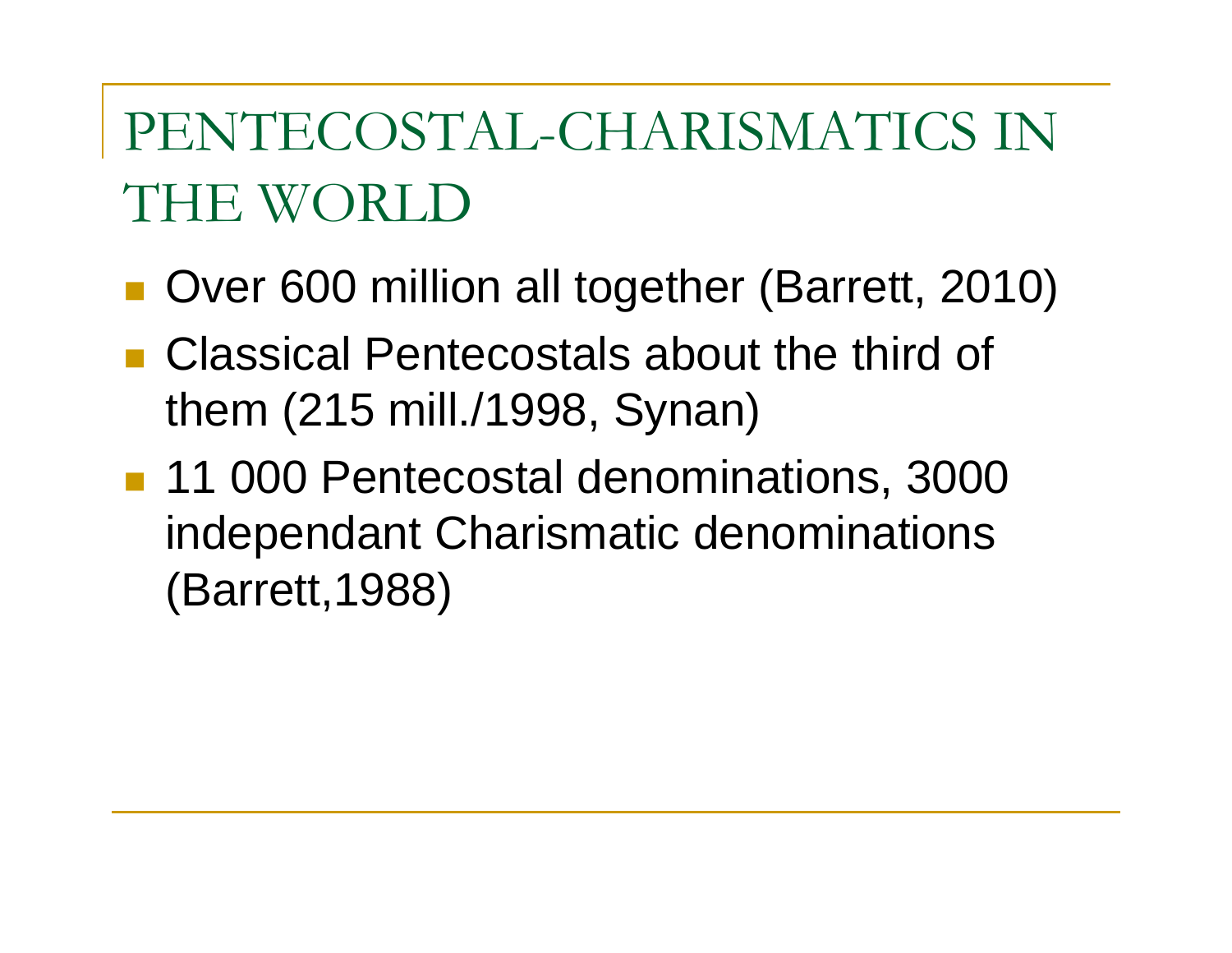# PENTECOSTAL-CHARISMATICS IN THE WORLD

- Over 600 million all together (Barrett, 2010)
- Classical Pentecostals about the third of them (215 mill./1998, Synan)
- 11 000 Pentecostal denominations, 3000 independant Charismatic denominations (Barrett,1988)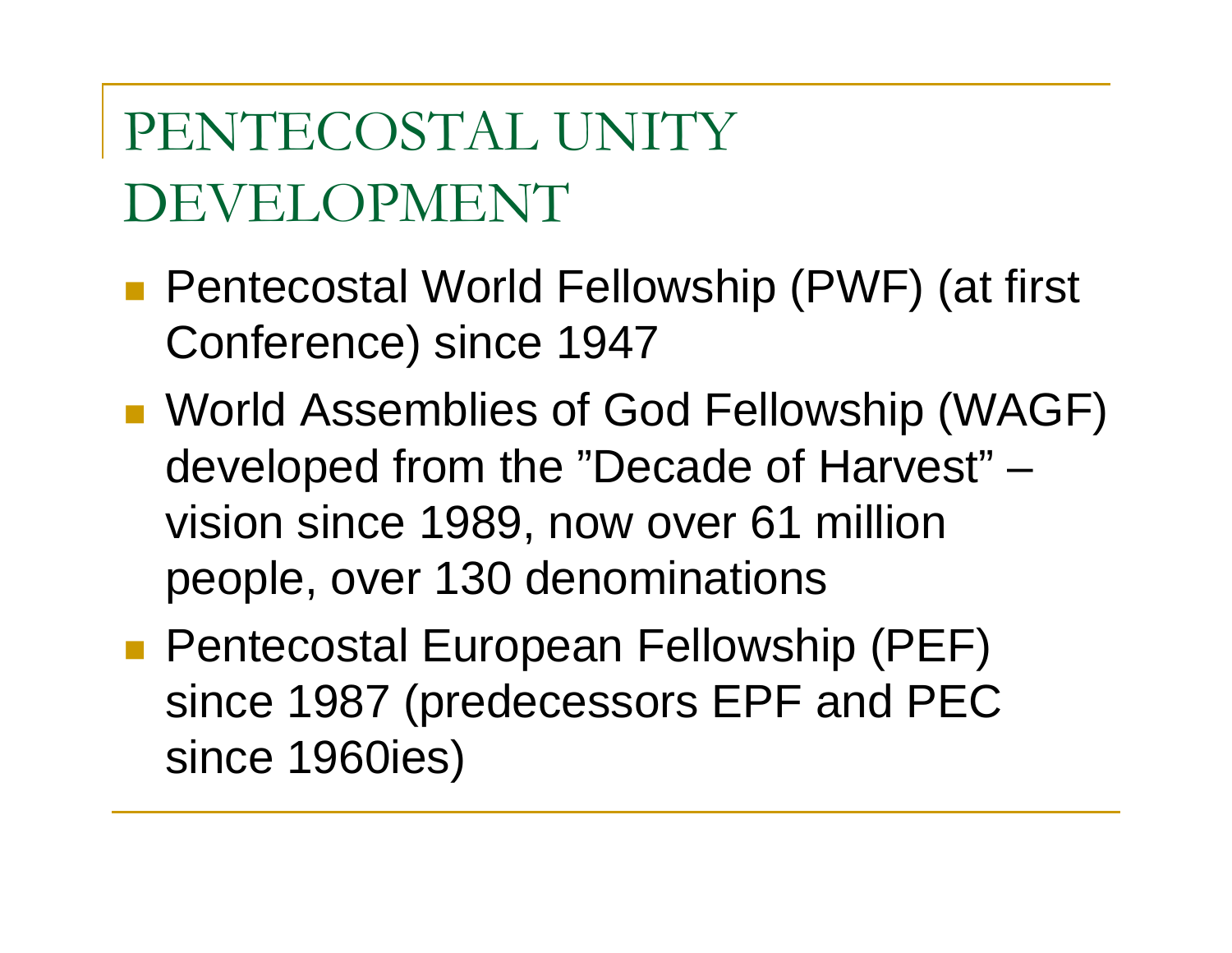# PENTECOSTAL UNITY DEVELOPMENT

- Pentecostal World Fellowship (PWF) (at first Conference) since 1947
- World Assemblies of God Fellowship (WAGF) developed from the ”Decade of Harvest” – vision since 1989, now over 61 million people, over 130 denominations
- Pentecostal European Fellowship (PEF) since 1987 (predecessors EPF and PEC since 1960ies)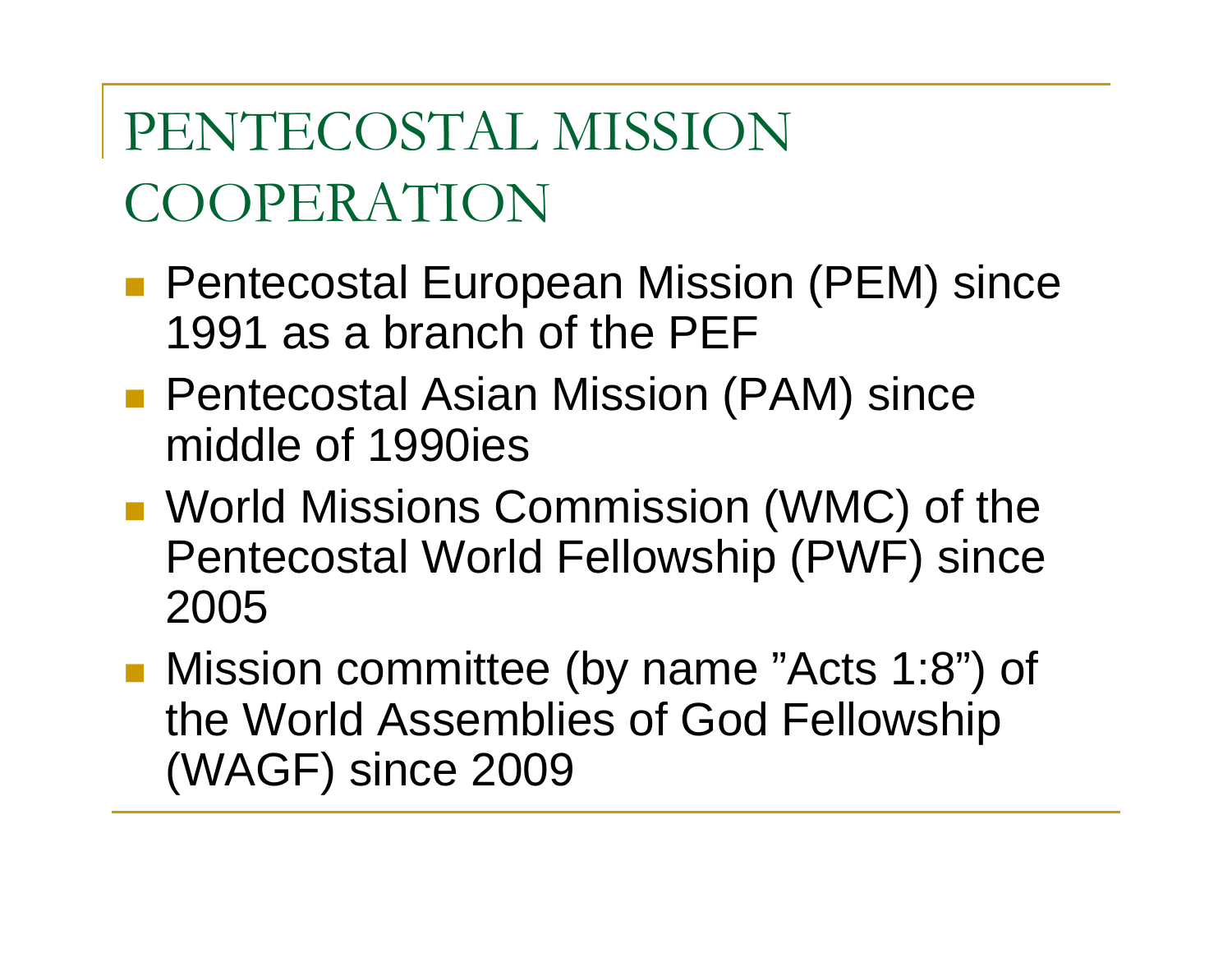# PENTECOSTAL MISSION COOPERATION

- Pentecostal European Mission (PEM) since 1991 as a branch of the PEF
- Pentecostal Asian Mission (PAM) since middle of 1990ies
- World Missions Commission (WMC) of the Pentecostal World Fellowship (PWF) since 2005
- Mission committee (by name ”Acts 1:8”) of the World Assemblies of God Fellowship (WAGF) since 2009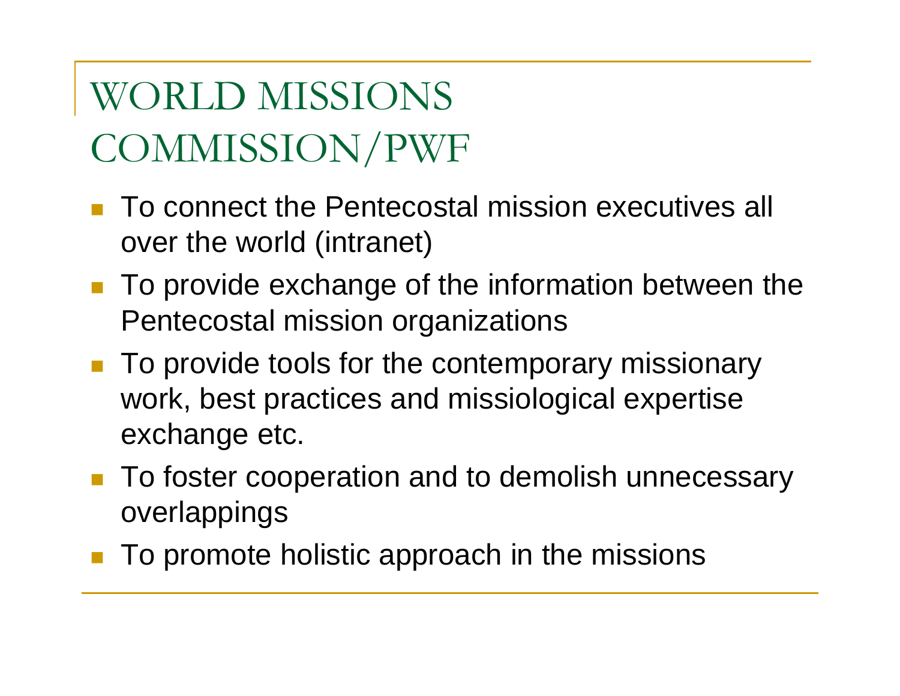# WORLD MISSIONS COMMISSION/PWF

- To connect the Pentecostal mission executives all over the world (intranet)
- To provide exchange of the information between the Pentecostal mission organizations
- To provide tools for the contemporary missionary work, best practices and missiological expertise exchange etc.
- To foster cooperation and to demolish unnecessary overlappings
- To promote holistic approach in the missions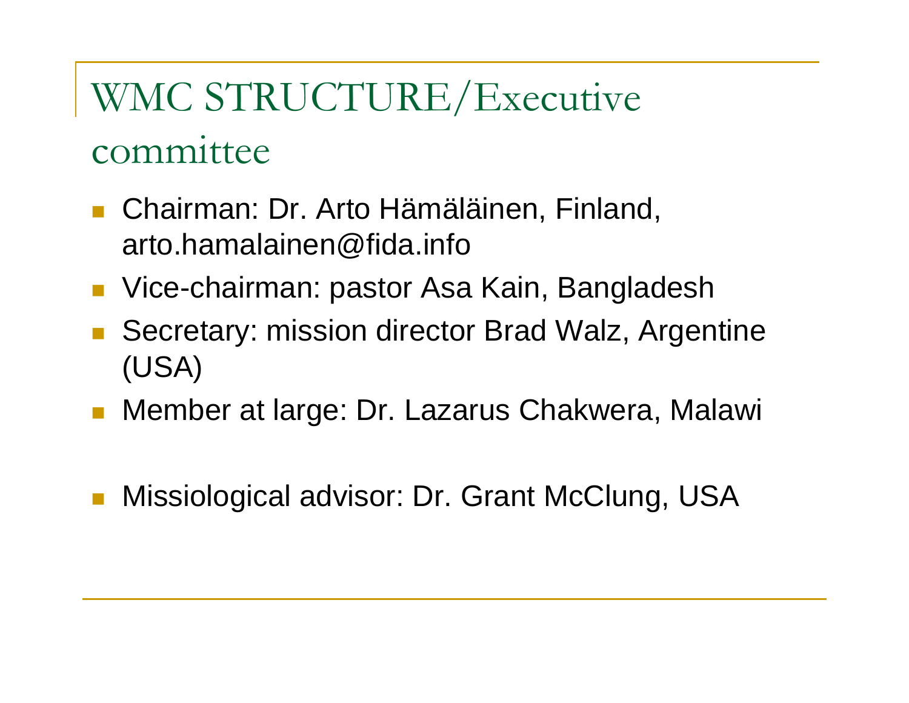# WMC STRUCTURE/Executive committee

- Chairman: Dr. Arto Hämäläinen, Finland, arto.hamalainen@fida.info
- Vice-chairman: pastor Asa Kain, Bangladesh
- Secretary: mission director Brad Walz, Argentine (USA)
- Member at large: Dr. Lazarus Chakwera, Malawi

- Missiological advisor: Dr. Grant McClung, USA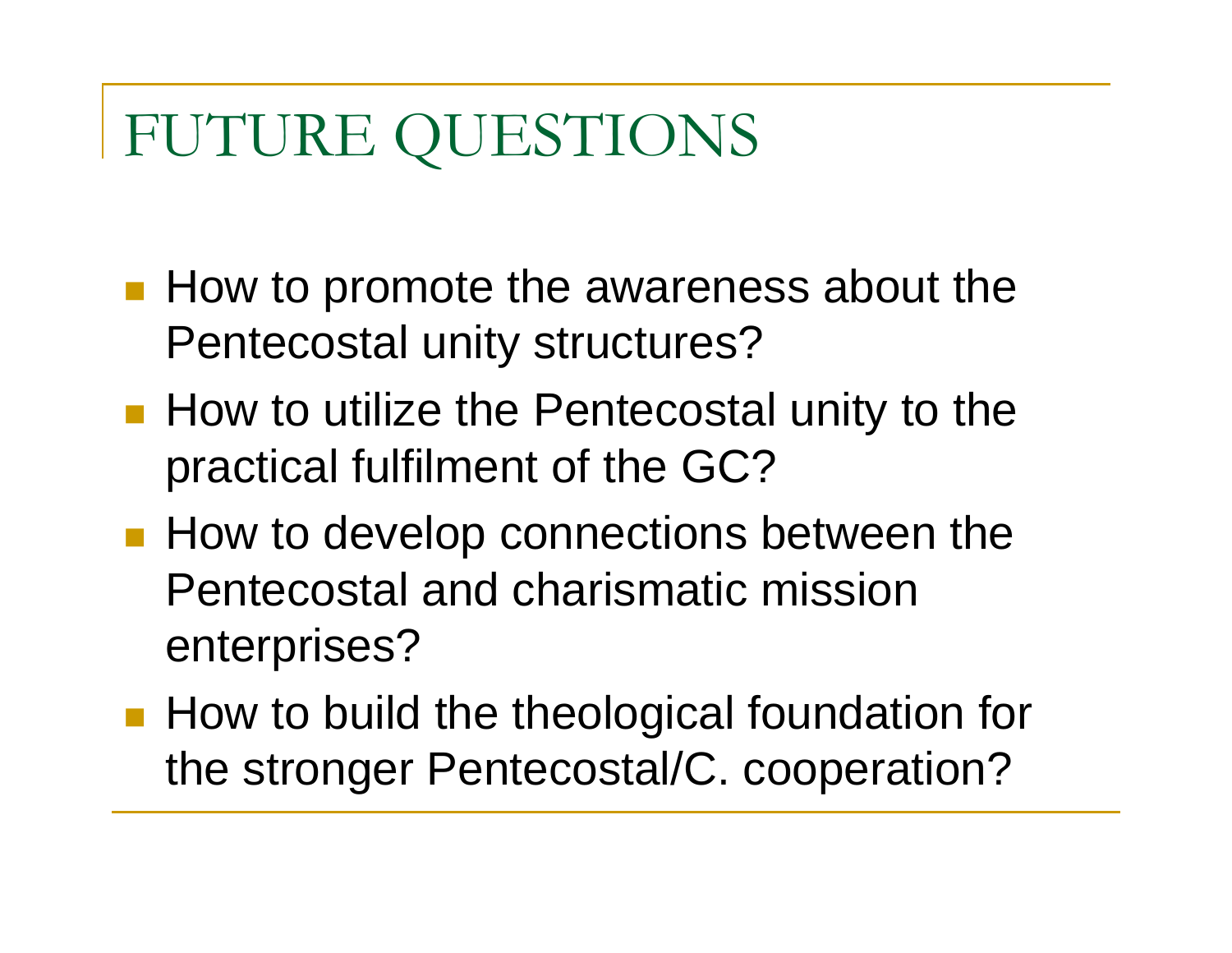# FUTURE QUESTIONS

- How to promote the awareness about the Pentecostal unity structures?
- How to utilize the Pentecostal unity to the practical fulfilment of the GC?
- How to develop connections between the Pentecostal and charismatic mission enterprises?
- How to build the theological foundation for the stronger Pentecostal/C. cooperation?